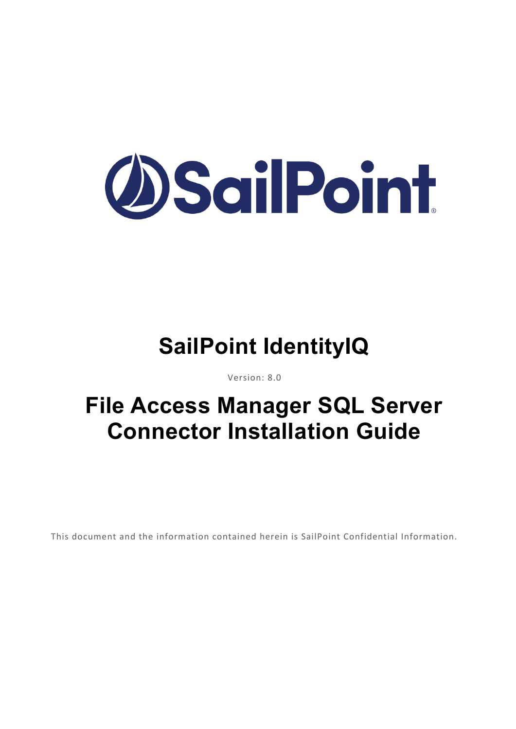SailPoint

# SailPoint IdentityIQ

Version: 8.0

# File Access Manager SQL Server Connector Installation Guide

This document and the information contained herein is SailPoint Confidential Information.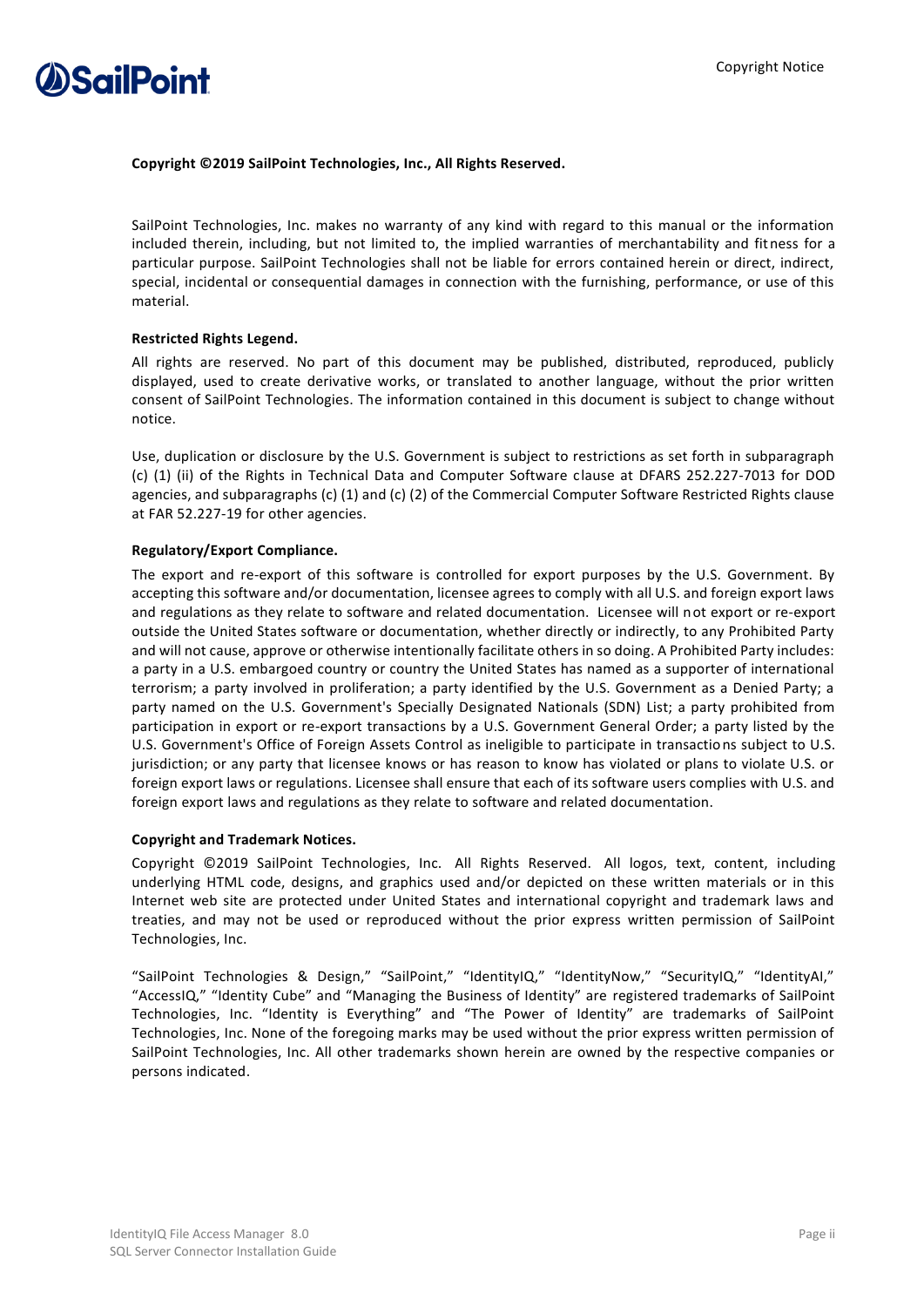**Copyright ©2019 SailPoint Technologies, Inc., All Rights Reserved.**

SailPoint Technologies, Inc. makes no warranty of any kind with regard to this manual or the information included therein, including, but not limited to, the implied warranties of merchantability and fitness for a particular purpose. SailPoint Technologies shall not be liable for errors contained herein or direct, indirect, special, incidental or consequential damages in connection with the furnishing, performance, or use of this material.

**Restricted Rights Legend.**

All rights are reserved. No part of this document may be published, distributed, reproduced, publicly displayed, used to create derivative works, or translated to another language, without the prior written consent of SailPoint Technologies. The information contained in this document is subject to change without notice.

Use, duplication or disclosure by the U.S. Government is subject to restrictions as set forth in subparagraph (c) (1) (ii) of the Rights in Technical Data and Computer Software clause at DFARS 252.227-7013 for DOD agencies, and subparagraphs (c) (1) and (c) (2) of the Commercial Computer Software Restricted Rights clause at FAR 52.227-19 for other agencies.

**Regulatory/Export Compliance.**

The export and re-export of this software is controlled for export purposes by the U.S. Government. By accepting this software and/or documentation, licensee agrees to comply with all U.S. and foreign export laws and regulations as they relate to software and related documentation. Licensee will not export or re-export outside the United States software or documentation, whether directly or indirectly, to any Prohibited Party and will not cause, approve or otherwise intentionally facilitate others in so doing. A Prohibited Party includes: a party in a U.S. embargoed country or country the United States has named as a supporter of international terrorism; a party involved in proliferation; a party identified by the U.S. Government as a Denied Party; a party named on the U.S. Government's Specially Designated Nationals (SDN) List; a party prohibited from participation in export or re-export transactions by a U.S. Government General Order; a party listed by the U.S. Government's Office of Foreign Assets Control as ineligible to participate in transactions subject to U.S. jurisdiction; or any party that licensee knows or has reason to know has violated or plans to violate U.S. or foreign export laws or regulations. Licensee shall ensure that each of its software users complies with U.S. and foreign export laws and regulations as they relate to software and related documentation.

**Copyright and Trademark Notices.**

Copyright ©2019 SailPoint Technologies, Inc. All Rights Reserved. All logos, text, content, including underlying HTML code, designs, and graphics used and/or depicted on these written materials or in this Internet web site are protected under United States and international copyright and trademark laws and treaties, and may not be used or reproduced without the prior express written permission of SailPoint Technologies, Inc.

"SailPoint Technologies & Design," "SailPoint," "IdentityIQ," "IdentityNow," "SecurityIQ," "IdentityAI," "AccessIQ," "Identity Cube" and "Managing the Business of Identity" are registered trademarks of SailPoint Technologies, Inc. "Identity is Everything" and "The Power of Identity" are trademarks of SailPoint Technologies, Inc. None of the foregoing marks may be used without the prior express written permission of SailPoint Technologies, Inc. All other trademarks shown herein are owned by the respective companies or persons indicated.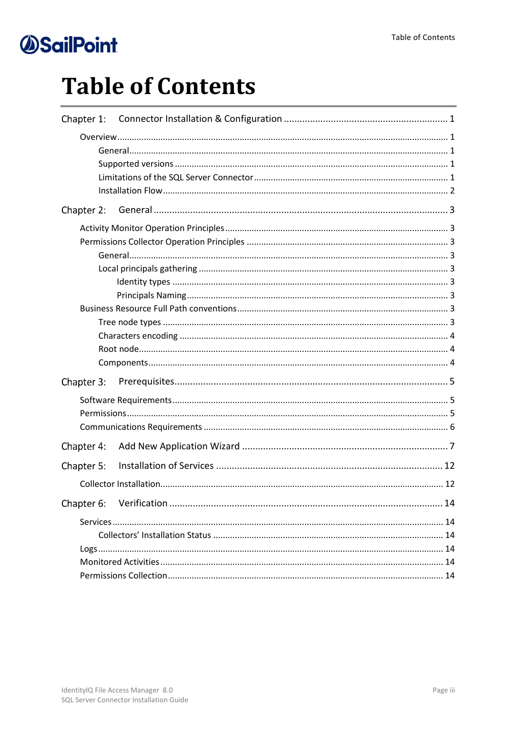# Table of Contents

- Chapter 1: Connector Installation & Configuration ..... 1
  - Overview ..... 1
    - General ..... 1
    - Supported versions ..... 1
    - Limitations of the SQL Server Connector ..... 1
    - Installation Flow ..... 2
- Chapter 2: General ..... 3
  - Activity Monitor Operation Principles ..... 3
  - Permissions Collector Operation Principles ..... 3
    - General ..... 3
    - Local principals gathering ..... 3
      - Identity types ..... 3
      - Principals Naming ..... 3
  - Business Resource Full Path conventions ..... 3
    - Tree node types ..... 3
    - Characters encoding ..... 4
    - Root node ..... 4
    - Components ..... 4
- Chapter 3: Prerequisites ..... 5
  - Software Requirements ..... 5
  - Permissions ..... 5
  - Communications Requirements ..... 6
- Chapter 4: Add New Application Wizard ..... 7
- Chapter 5: Installation of Services ..... 12
  - Collector Installation ..... 12
- Chapter 6: Verification ..... 14
  - Services ..... 14
    - Collectors' Installation Status ..... 14
  - Logs ..... 14
  - Monitored Activities ..... 14
  - Permissions Collection ..... 14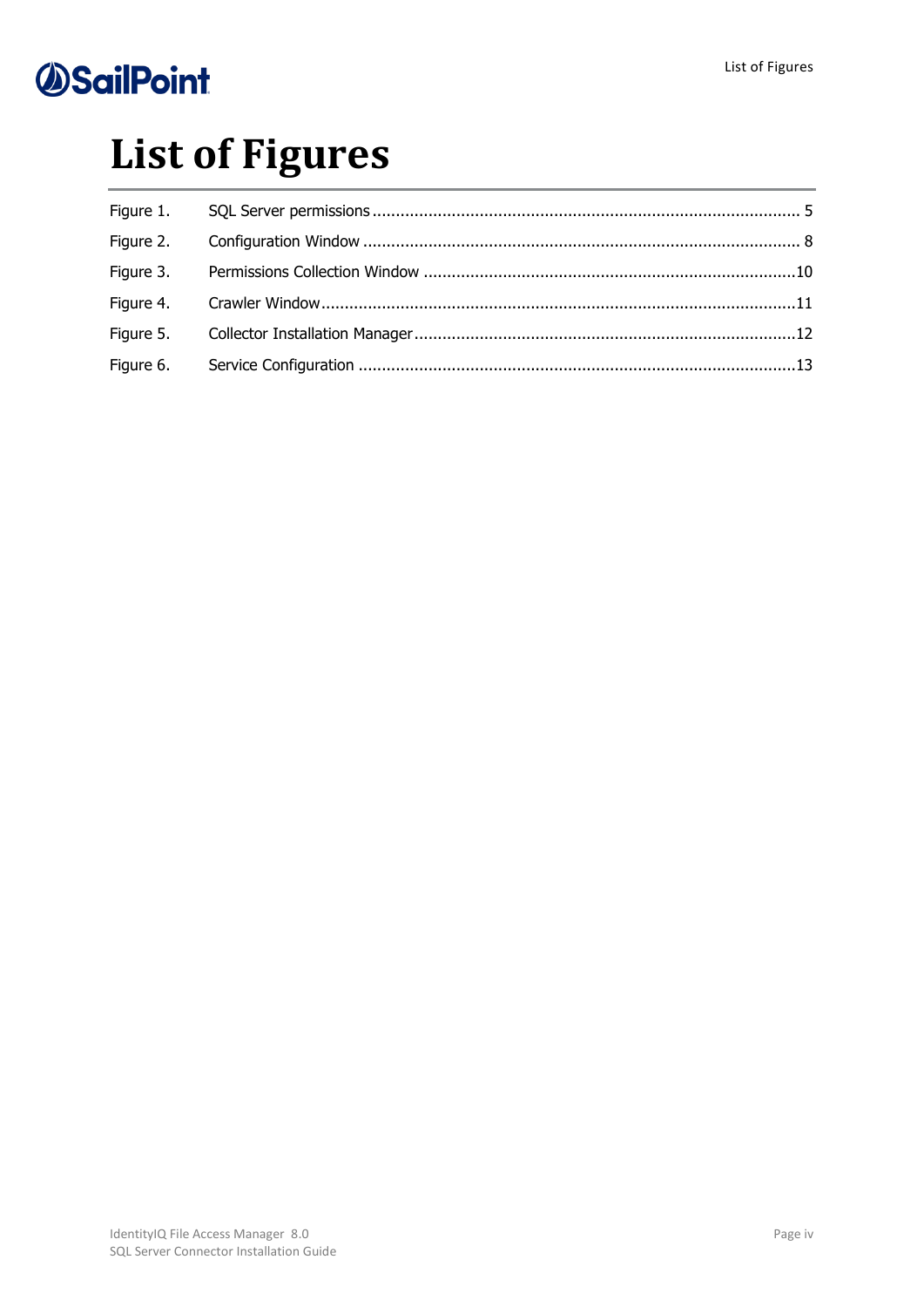# List of Figures

Figure 1. SQL Server permissions ..... 5

Figure 2. Configuration Window ..... 8

Figure 3. Permissions Collection Window ..... 10

Figure 4. Crawler Window ..... 11

Figure 5. Collector Installation Manager ..... 12

Figure 6. Service Configuration ..... 13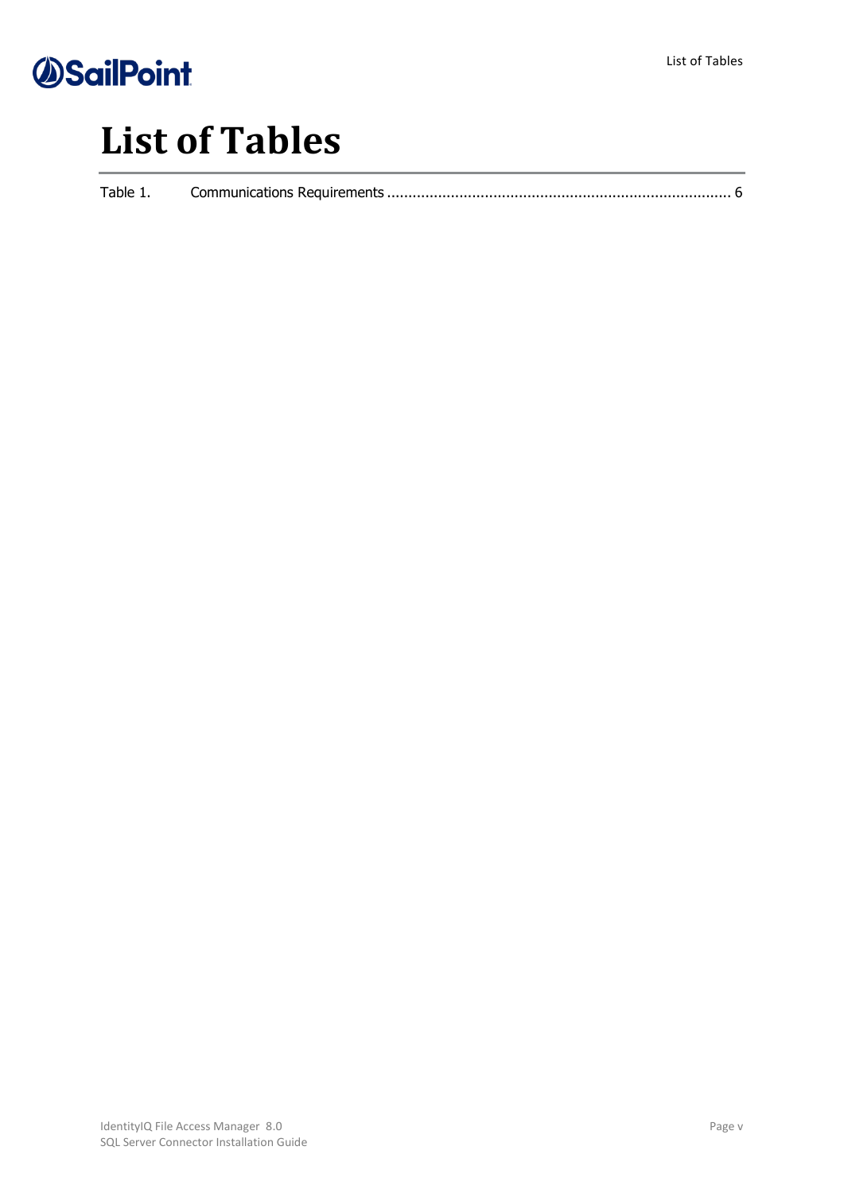# List of Tables

Table 1. Communications Requirements ................................................................................ 6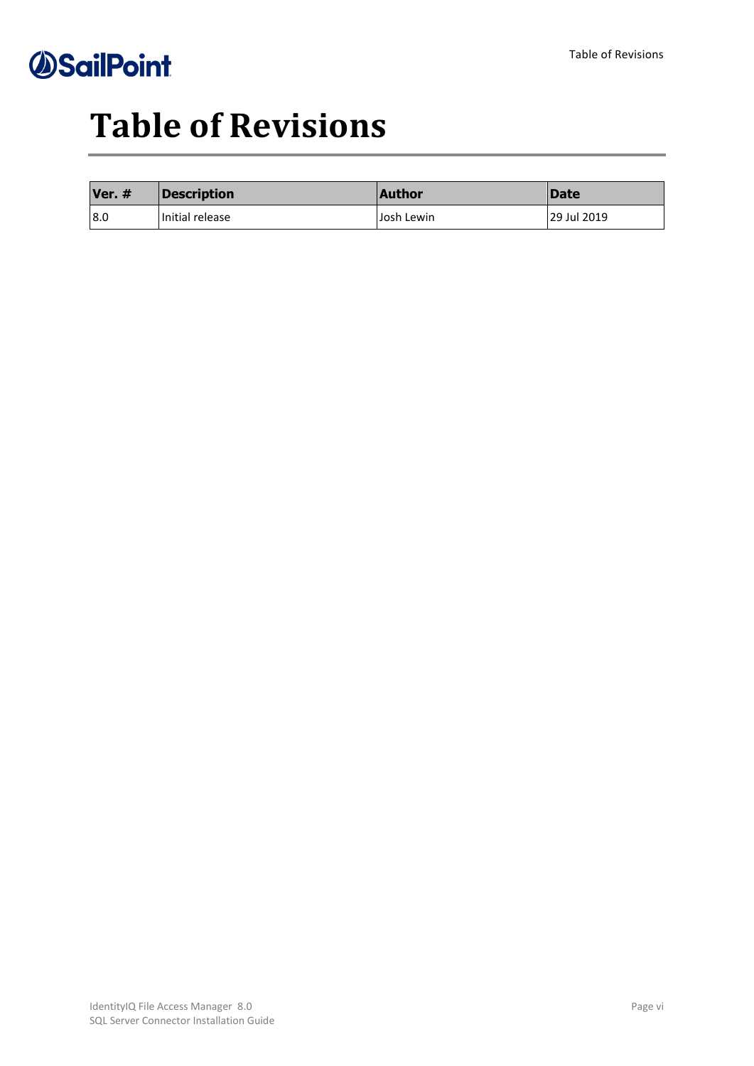# Table of Revisions

| Ver. # | Description | Author | Date |
| --- | --- | --- | --- |
| 8.0 | Initial release | Josh Lewin | 29 Jul 2019 |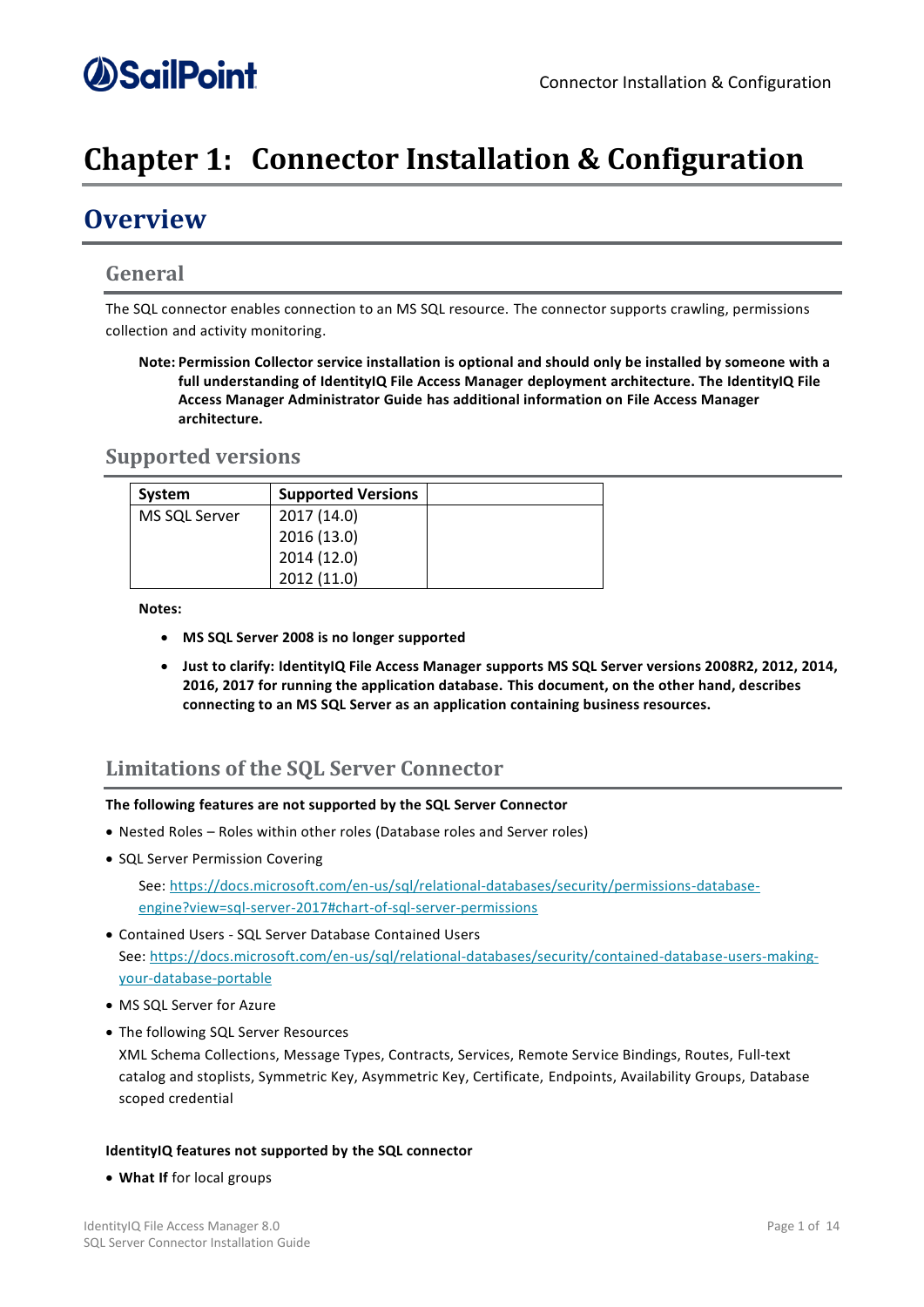# Chapter 1: Connector Installation & Configuration

## Overview

### General

The SQL connector enables connection to an MS SQL resource. The connector supports crawling, permissions collection and activity monitoring.

> **Note: Permission Collector service installation is optional and should only be installed by someone with a full understanding of IdentityIQ File Access Manager deployment architecture. The IdentityIQ File Access Manager Administrator Guide has additional information on File Access Manager architecture.**

### Supported versions

| System | Supported Versions | |
|---|---|---|
| MS SQL Server | 2017 (14.0)<br>2016 (13.0)<br>2014 (12.0)<br>2012 (11.0) | |

**Notes:**

- **MS SQL Server 2008 is no longer supported**
- **Just to clarify: IdentityIQ File Access Manager supports MS SQL Server versions 2008R2, 2012, 2014, 2016, 2017 for running the application database. This document, on the other hand, describes connecting to an MS SQL Server as an application containing business resources.**

### Limitations of the SQL Server Connector

**The following features are not supported by the SQL Server Connector**

- Nested Roles – Roles within other roles (Database roles and Server roles)
- SQL Server Permission Covering

  See: [https://docs.microsoft.com/en-us/sql/relational-databases/security/permissions-database-engine?view=sql-server-2017#chart-of-sql-server-permissions](https://docs.microsoft.com/en-us/sql/relational-databases/security/permissions-database-engine?view=sql-server-2017#chart-of-sql-server-permissions)
- Contained Users - SQL Server Database Contained Users
  See: [https://docs.microsoft.com/en-us/sql/relational-databases/security/contained-database-users-making-your-database-portable](https://docs.microsoft.com/en-us/sql/relational-databases/security/contained-database-users-making-your-database-portable)
- MS SQL Server for Azure
- The following SQL Server Resources
  XML Schema Collections, Message Types, Contracts, Services, Remote Service Bindings, Routes, Full-text catalog and stoplists, Symmetric Key, Asymmetric Key, Certificate, Endpoints, Availability Groups, Database scoped credential

**IdentityIQ features not supported by the SQL connector**

- **What If** for local groups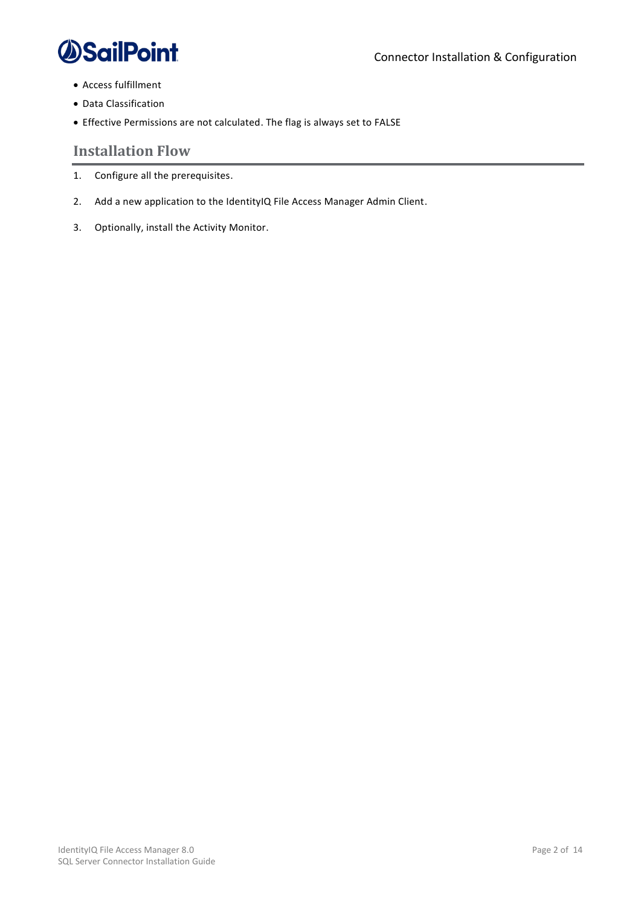- Access fulfillment
- Data Classification
- Effective Permissions are not calculated. The flag is always set to FALSE

## Installation Flow

1. Configure all the prerequisites.
2. Add a new application to the IdentityIQ File Access Manager Admin Client.
3. Optionally, install the Activity Monitor.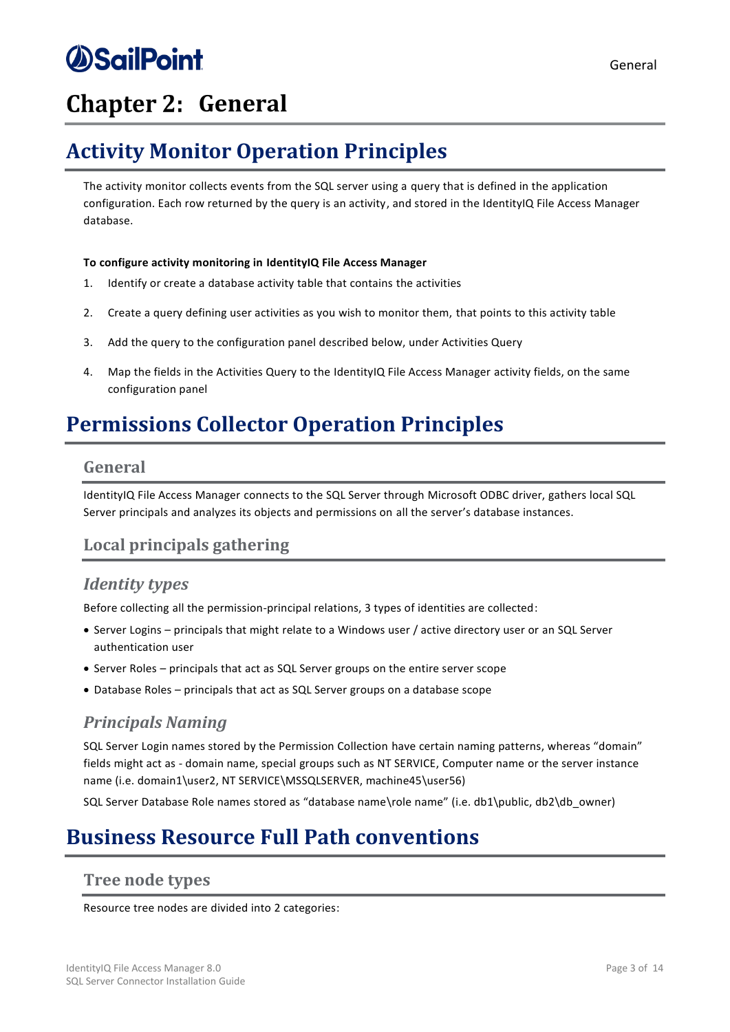# Chapter 2: General

## Activity Monitor Operation Principles

The activity monitor collects events from the SQL server using a query that is defined in the application configuration. Each row returned by the query is an activity, and stored in the IdentityIQ File Access Manager database.

**To configure activity monitoring in IdentityIQ File Access Manager**

1. Identify or create a database activity table that contains the activities
2. Create a query defining user activities as you wish to monitor them, that points to this activity table
3. Add the query to the configuration panel described below, under Activities Query
4. Map the fields in the Activities Query to the IdentityIQ File Access Manager activity fields, on the same configuration panel

## Permissions Collector Operation Principles

### General

IdentityIQ File Access Manager connects to the SQL Server through Microsoft ODBC driver, gathers local SQL Server principals and analyzes its objects and permissions on all the server's database instances.

### Local principals gathering

#### *Identity types*

Before collecting all the permission-principal relations, 3 types of identities are collected:

- Server Logins – principals that might relate to a Windows user / active directory user or an SQL Server authentication user
- Server Roles – principals that act as SQL Server groups on the entire server scope
- Database Roles – principals that act as SQL Server groups on a database scope

#### *Principals Naming*

SQL Server Login names stored by the Permission Collection have certain naming patterns, whereas "domain" fields might act as - domain name, special groups such as NT SERVICE, Computer name or the server instance name (i.e. domain1\user2, NT SERVICE\MSSQLSERVER, machine45\user56)

SQL Server Database Role names stored as "database name\role name" (i.e. db1\public, db2\db_owner)

## Business Resource Full Path conventions

### Tree node types

Resource tree nodes are divided into 2 categories: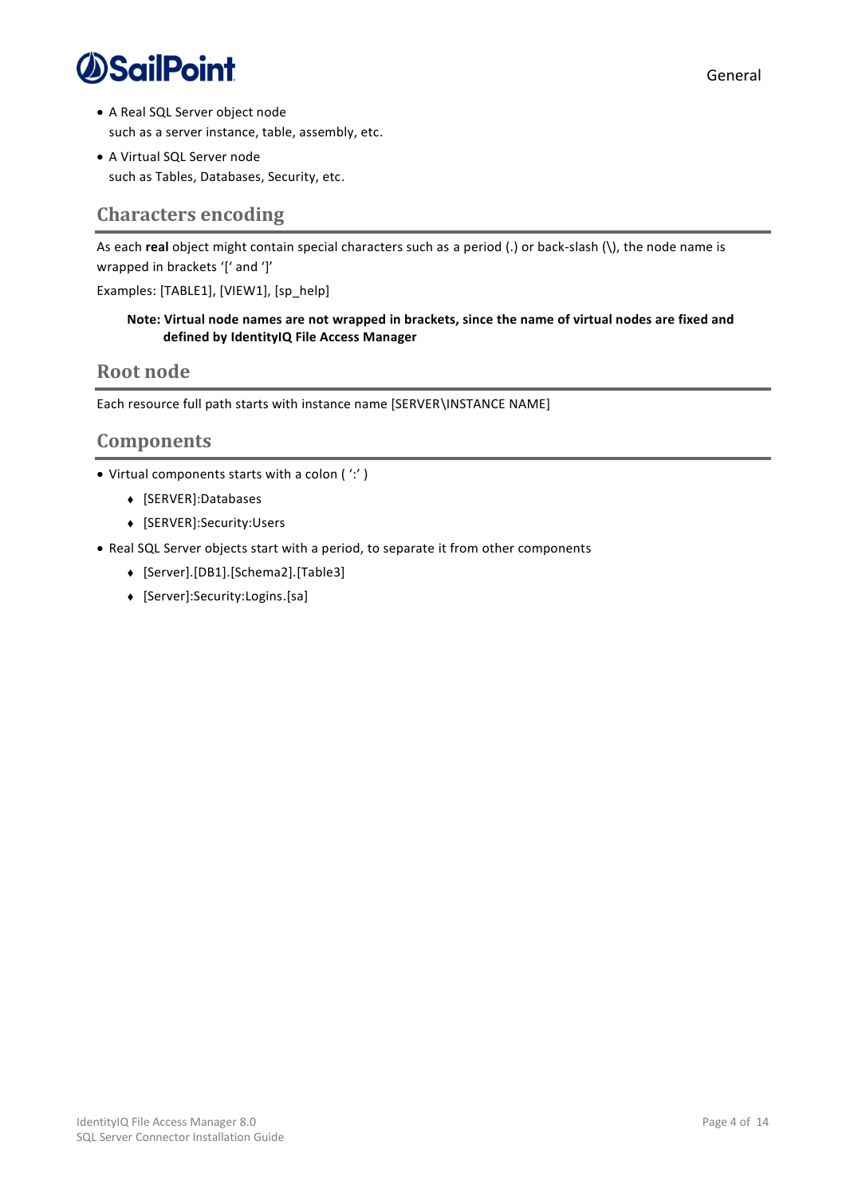- A Real SQL Server object node
  such as a server instance, table, assembly, etc.
- A Virtual SQL Server node
  such as Tables, Databases, Security, etc.

## Characters encoding

As each **real** object might contain special characters such as a period (.) or back-slash (\), the node name is wrapped in brackets '[' and ']'

Examples: [TABLE1], [VIEW1], [sp_help]

> **Note: Virtual node names are not wrapped in brackets, since the name of virtual nodes are fixed and defined by IdentityIQ File Access Manager**

## Root node

Each resource full path starts with instance name [SERVER\INSTANCE NAME]

## Components

- Virtual components starts with a colon ( ':' )
  - [SERVER]:Databases
  - [SERVER]:Security:Users
- Real SQL Server objects start with a period, to separate it from other components
  - [Server].[DB1].[Schema2].[Table3]
  - [Server]:Security:Logins.[sa]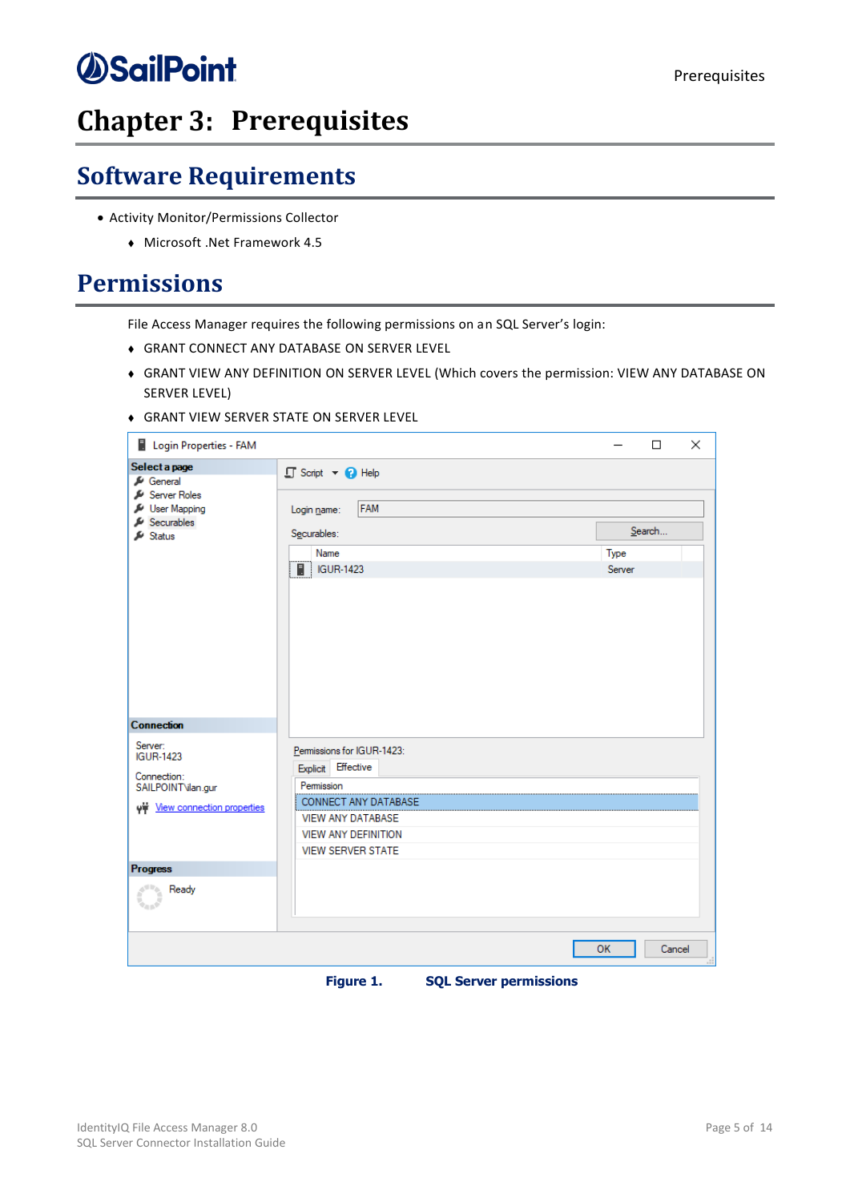# Chapter 3: Prerequisites

## Software Requirements

- Activity Monitor/Permissions Collector
  - Microsoft .Net Framework 4.5

## Permissions

File Access Manager requires the following permissions on an SQL Server's login:

- GRANT CONNECT ANY DATABASE ON SERVER LEVEL
- GRANT VIEW ANY DEFINITION ON SERVER LEVEL (Which covers the permission: VIEW ANY DATABASE ON SERVER LEVEL)
- GRANT VIEW SERVER STATE ON SERVER LEVEL

**Figure 1. SQL Server permissions**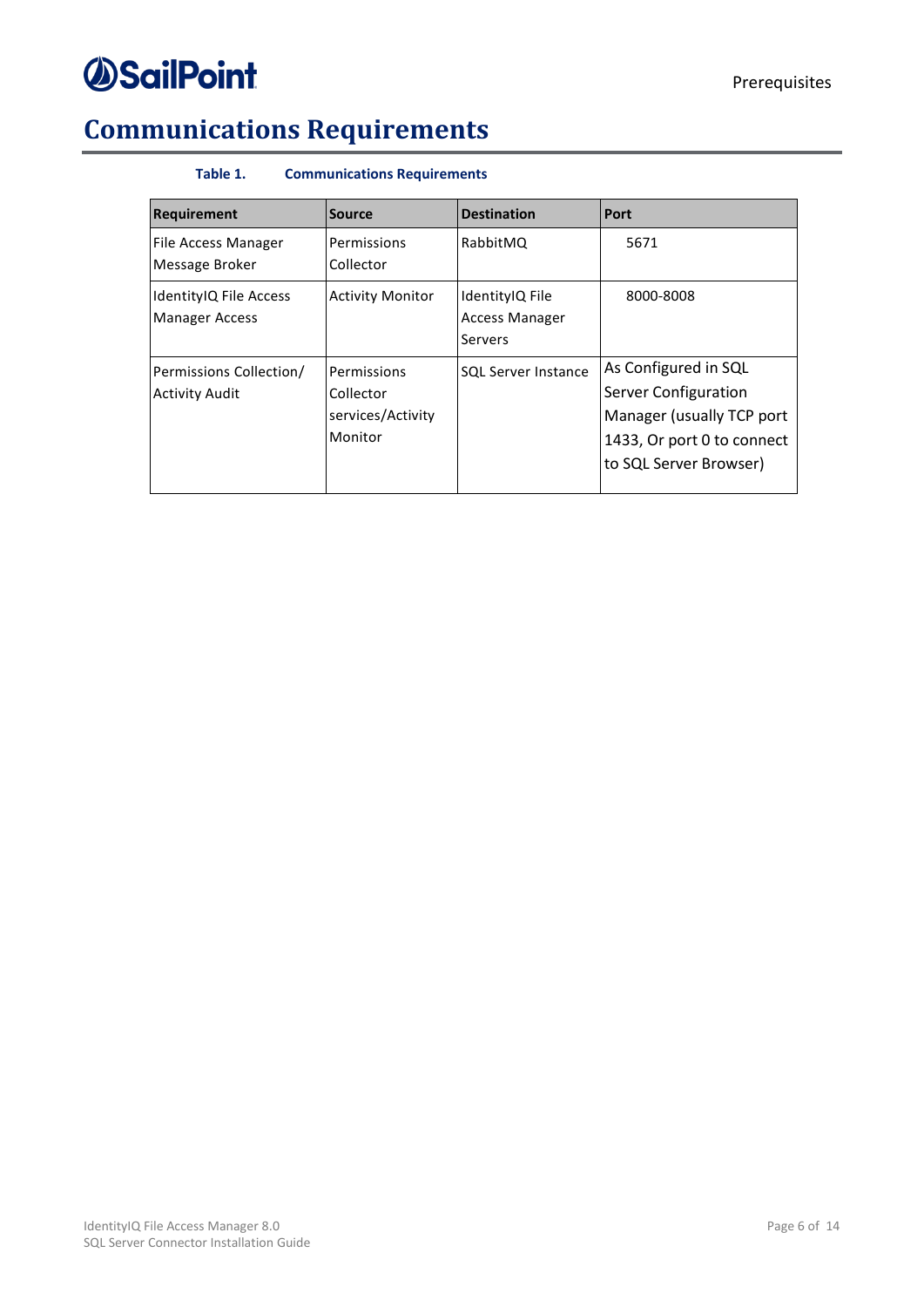# Communications Requirements

**Table 1. Communications Requirements**

| Requirement | Source | Destination | Port |
|---|---|---|---|
| File Access Manager Message Broker | Permissions Collector | RabbitMQ | 5671 |
| IdentityIQ File Access Manager Access | Activity Monitor | IdentityIQ File Access Manager Servers | 8000-8008 |
| Permissions Collection/ Activity Audit | Permissions Collector services/Activity Monitor | SQL Server Instance | As Configured in SQL Server Configuration Manager (usually TCP port 1433, Or port 0 to connect to SQL Server Browser) |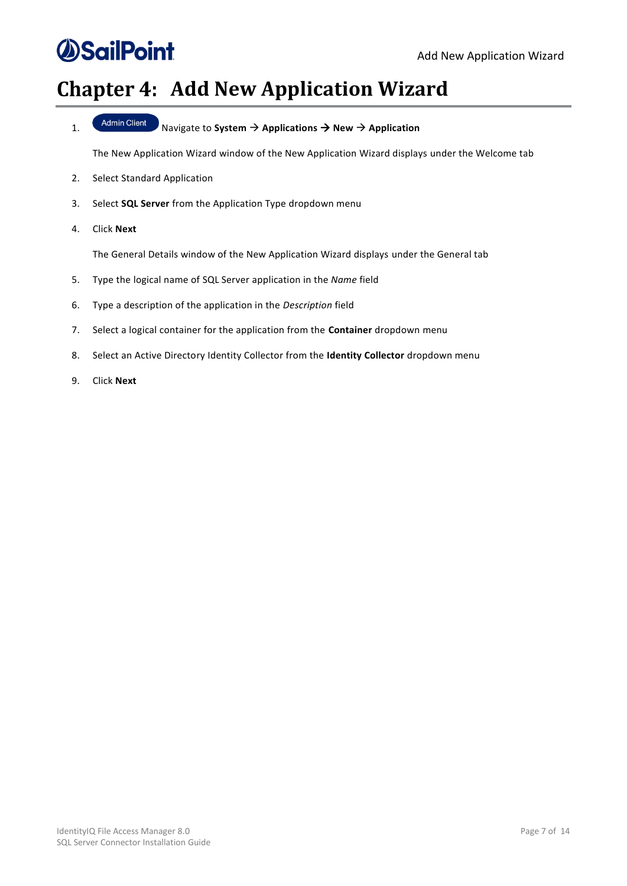# Chapter 4: Add New Application Wizard

1. Admin Client Navigate to **System** → **Applications** → **New** → **Application**

   The New Application Wizard window of the New Application Wizard displays under the Welcome tab

2. Select Standard Application

3. Select **SQL Server** from the Application Type dropdown menu

4. Click **Next**

   The General Details window of the New Application Wizard displays under the General tab

5. Type the logical name of SQL Server application in the *Name* field

6. Type a description of the application in the *Description* field

7. Select a logical container for the application from the **Container** dropdown menu

8. Select an Active Directory Identity Collector from the **Identity Collector** dropdown menu

9. Click **Next**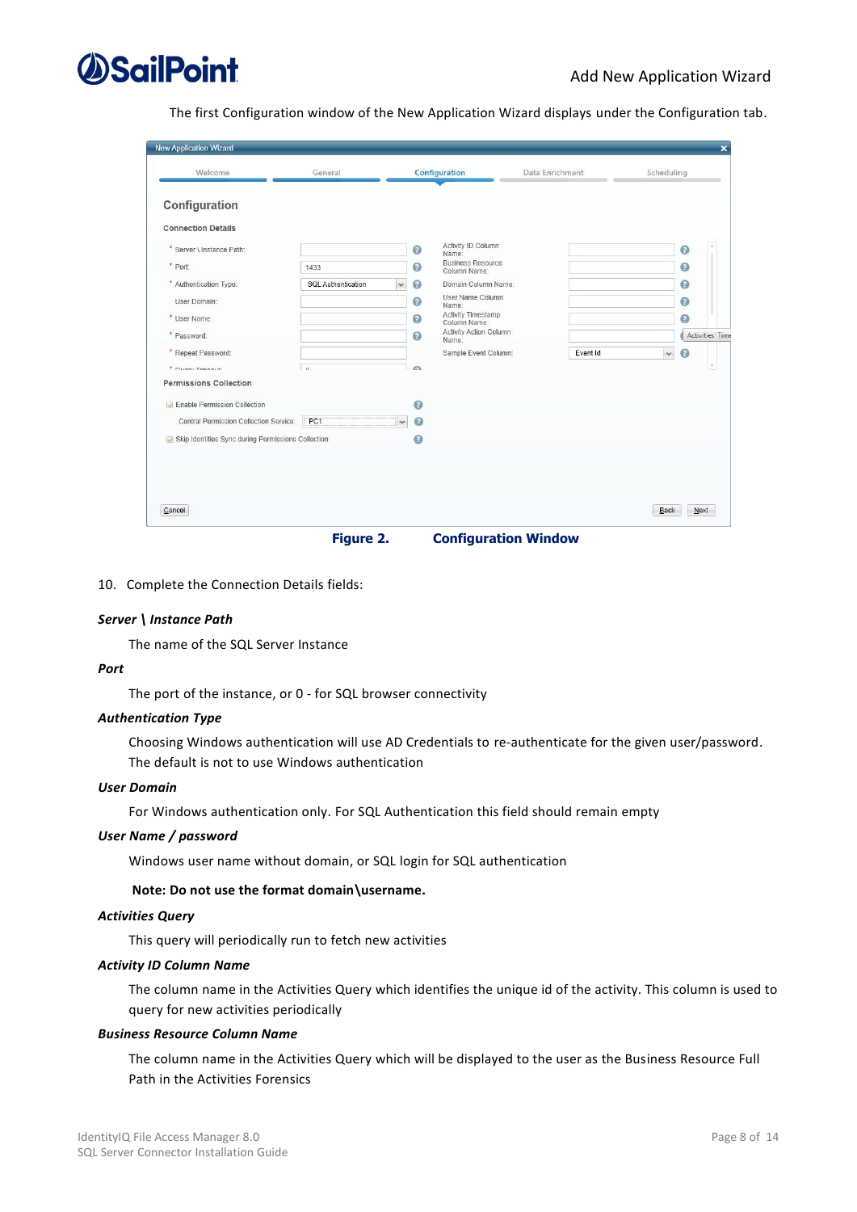The first Configuration window of the New Application Wizard displays under the Configuration tab.

**Figure 2. Configuration Window**

10. Complete the Connection Details fields:

***Server \ Instance Path***

The name of the SQL Server Instance

***Port***

The port of the instance, or 0 - for SQL browser connectivity

***Authentication Type***

Choosing Windows authentication will use AD Credentials to re-authenticate for the given user/password. The default is not to use Windows authentication

***User Domain***

For Windows authentication only. For SQL Authentication this field should remain empty

***User Name / password***

Windows user name without domain, or SQL login for SQL authentication

**Note: Do not use the format domain\username.**

***Activities Query***

This query will periodically run to fetch new activities

***Activity ID Column Name***

The column name in the Activities Query which identifies the unique id of the activity. This column is used to query for new activities periodically

***Business Resource Column Name***

The column name in the Activities Query which will be displayed to the user as the Business Resource Full Path in the Activities Forensics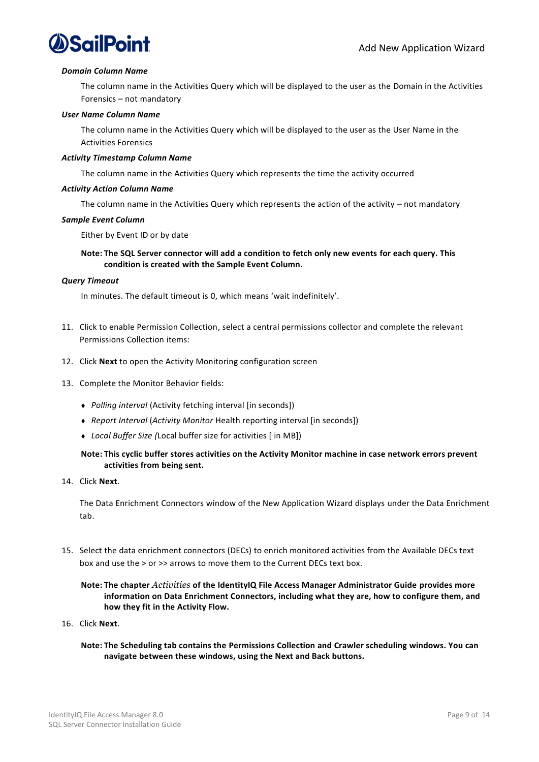***Domain Column Name***

The column name in the Activities Query which will be displayed to the user as the Domain in the Activities Forensics – not mandatory

***User Name Column Name***

The column name in the Activities Query which will be displayed to the user as the User Name in the Activities Forensics

***Activity Timestamp Column Name***

The column name in the Activities Query which represents the time the activity occurred

***Activity Action Column Name***

The column name in the Activities Query which represents the action of the activity – not mandatory

***Sample Event Column***

Either by Event ID or by date

**Note: The SQL Server connector will add a condition to fetch only new events for each query. This condition is created with the Sample Event Column.**

***Query Timeout***

In minutes. The default timeout is 0, which means 'wait indefinitely'.

11. Click to enable Permission Collection, select a central permissions collector and complete the relevant Permissions Collection items:

12. Click **Next** to open the Activity Monitoring configuration screen

13. Complete the Monitor Behavior fields:

    - *Polling interval* (Activity fetching interval [in seconds])
    - *Report Interval* (*Activity Monitor* Health reporting interval [in seconds])
    - *Local Buffer Size (*Local buffer size for activities [ in MB])

    **Note: This cyclic buffer stores activities on the Activity Monitor machine in case network errors prevent activities from being sent.**

14. Click **Next**.

    The Data Enrichment Connectors window of the New Application Wizard displays under the Data Enrichment tab.

15. Select the data enrichment connectors (DECs) to enrich monitored activities from the Available DECs text box and use the > or >> arrows to move them to the Current DECs text box.

    **Note: The chapter *Activities* of the IdentityIQ File Access Manager Administrator Guide provides more information on Data Enrichment Connectors, including what they are, how to configure them, and how they fit in the Activity Flow.**

16. Click **Next**.

    **Note: The Scheduling tab contains the Permissions Collection and Crawler scheduling windows. You can navigate between these windows, using the Next and Back buttons.**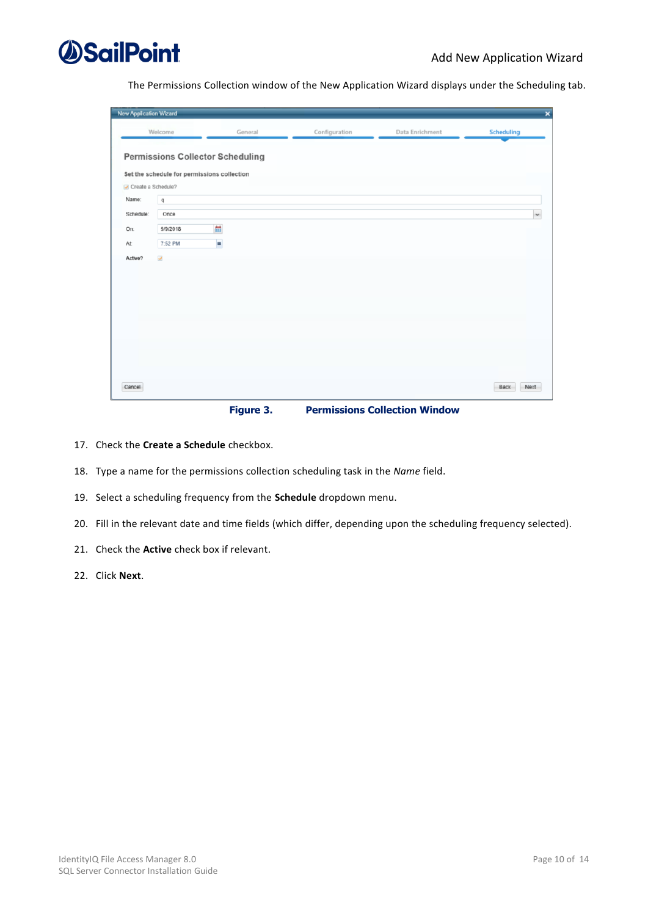The Permissions Collection window of the New Application Wizard displays under the Scheduling tab.

Figure 3. Permissions Collection Window

17. Check the **Create a Schedule** checkbox.
18. Type a name for the permissions collection scheduling task in the *Name* field.
19. Select a scheduling frequency from the **Schedule** dropdown menu.
20. Fill in the relevant date and time fields (which differ, depending upon the scheduling frequency selected).
21. Check the **Active** check box if relevant.
22. Click **Next**.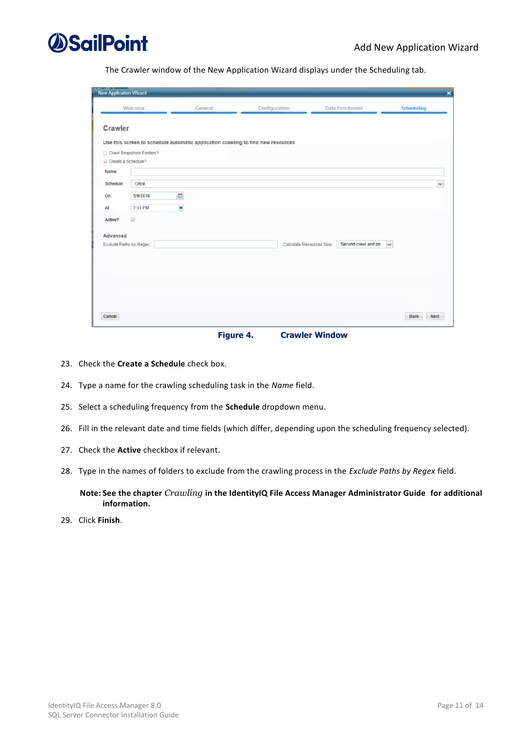The Crawler window of the New Application Wizard displays under the Scheduling tab.

**Figure 4. Crawler Window**

23. Check the **Create a Schedule** check box.
24. Type a name for the crawling scheduling task in the *Name* field.
25. Select a scheduling frequency from the **Schedule** dropdown menu.
26. Fill in the relevant date and time fields (which differ, depending upon the scheduling frequency selected).
27. Check the **Active** checkbox if relevant.
28. Type in the names of folders to exclude from the crawling process in the *Exclude Paths by Regex* field.

    **Note: See the chapter *Crawling* in the IdentityIQ File Access Manager Administrator Guide for additional information.**

29. Click **Finish**.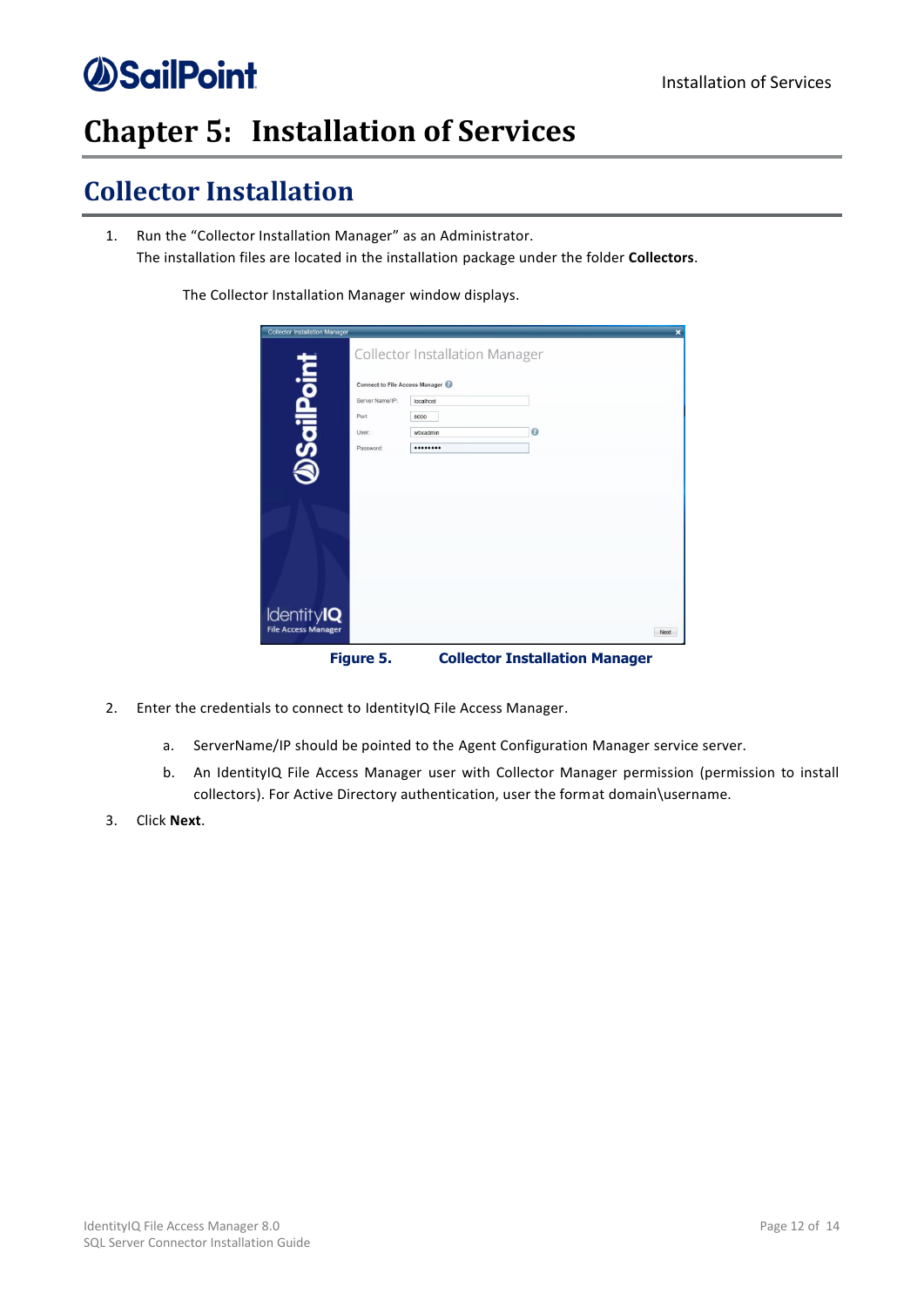# Chapter 5: Installation of Services

## Collector Installation

1. Run the "Collector Installation Manager" as an Administrator.
   The installation files are located in the installation package under the folder **Collectors**.

   The Collector Installation Manager window displays.

**Figure 5. Collector Installation Manager**

2. Enter the credentials to connect to IdentityIQ File Access Manager.
   a. ServerName/IP should be pointed to the Agent Configuration Manager service server.
   b. An IdentityIQ File Access Manager user with Collector Manager permission (permission to install collectors). For Active Directory authentication, user the format domain\username.
3. Click **Next**.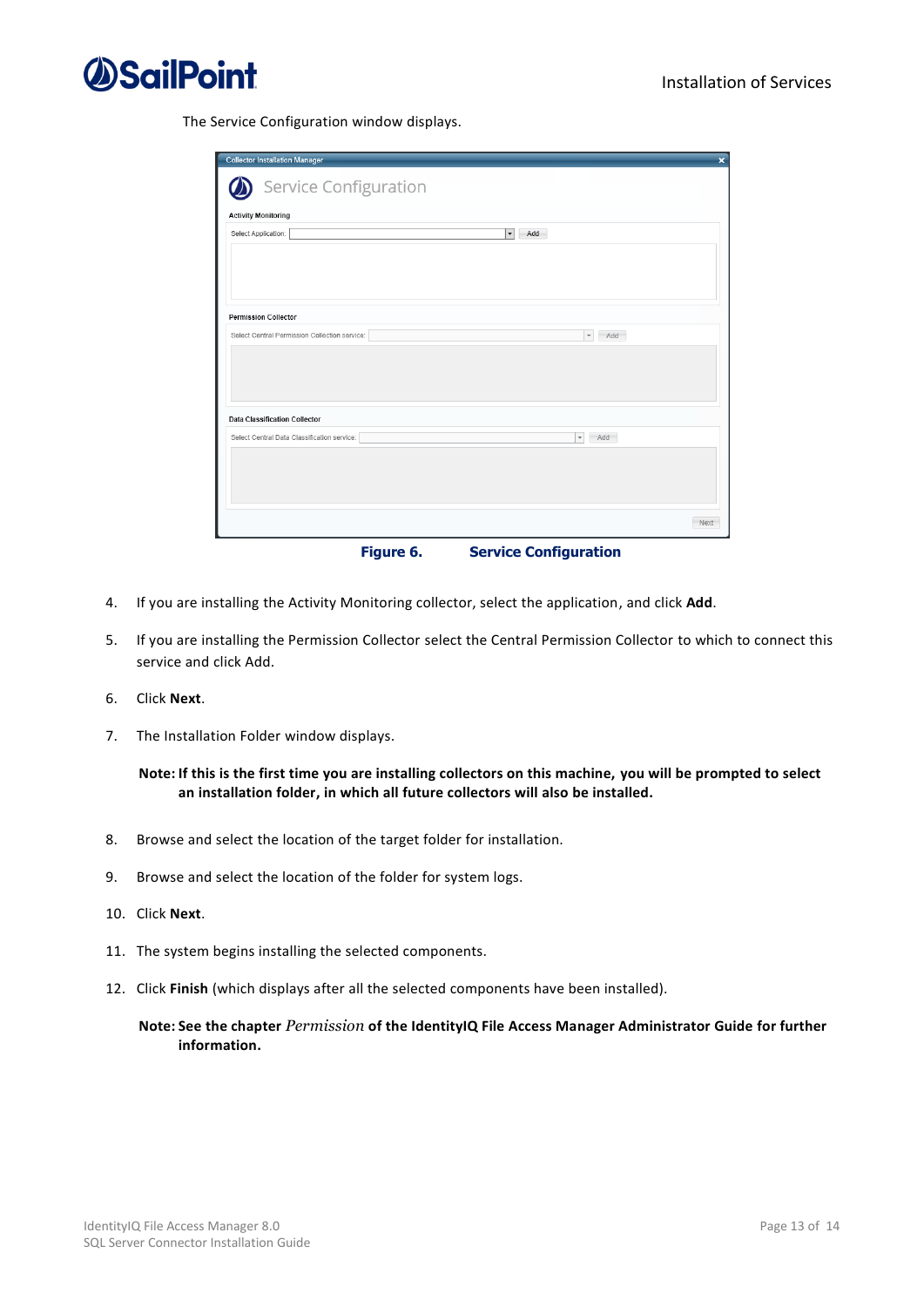The Service Configuration window displays.

**Figure 6. Service Configuration**

4. If you are installing the Activity Monitoring collector, select the application, and click **Add**.

5. If you are installing the Permission Collector select the Central Permission Collector to which to connect this service and click Add.

6. Click **Next**.

7. The Installation Folder window displays.

   **Note: If this is the first time you are installing collectors on this machine, you will be prompted to select an installation folder, in which all future collectors will also be installed.**

8. Browse and select the location of the target folder for installation.

9. Browse and select the location of the folder for system logs.

10. Click **Next**.

11. The system begins installing the selected components.

12. Click **Finish** (which displays after all the selected components have been installed).

    **Note: See the chapter *Permission* of the IdentityIQ File Access Manager Administrator Guide for further information.**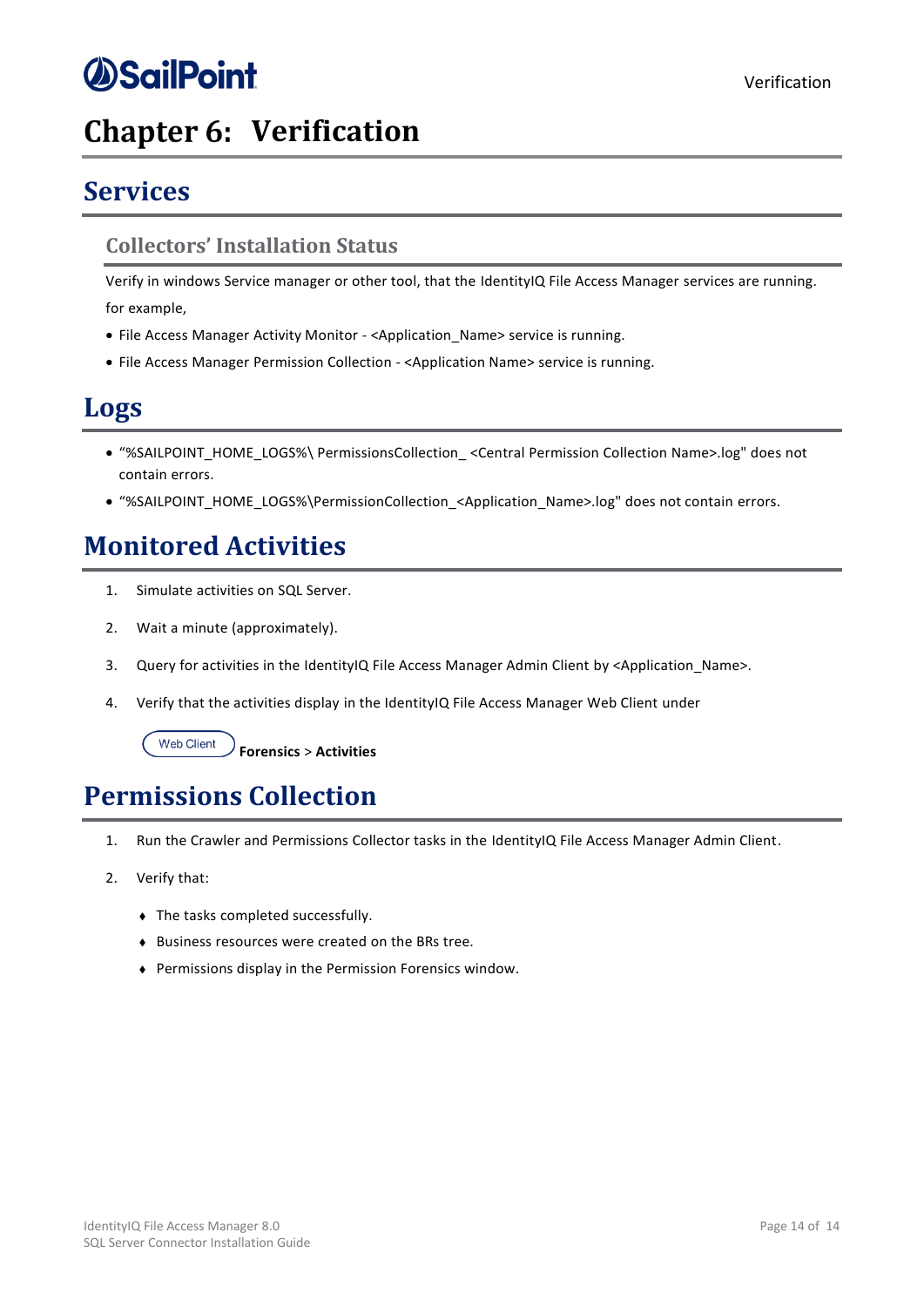# Chapter 6: Verification

## Services

### Collectors' Installation Status

Verify in windows Service manager or other tool, that the IdentityIQ File Access Manager services are running.

for example,

- File Access Manager Activity Monitor - <Application_Name> service is running.
- File Access Manager Permission Collection - <Application Name> service is running.

## Logs

- "%SAILPOINT_HOME_LOGS%\ PermissionsCollection_ <Central Permission Collection Name>.log" does not contain errors.
- "%SAILPOINT_HOME_LOGS%\PermissionCollection_<Application_Name>.log" does not contain errors.

## Monitored Activities

1. Simulate activities on SQL Server.
2. Wait a minute (approximately).
3. Query for activities in the IdentityIQ File Access Manager Admin Client by <Application_Name>.
4. Verify that the activities display in the IdentityIQ File Access Manager Web Client under

   Web Client **Forensics** > **Activities**

## Permissions Collection

1. Run the Crawler and Permissions Collector tasks in the IdentityIQ File Access Manager Admin Client.
2. Verify that:
   - The tasks completed successfully.
   - Business resources were created on the BRs tree.
   - Permissions display in the Permission Forensics window.